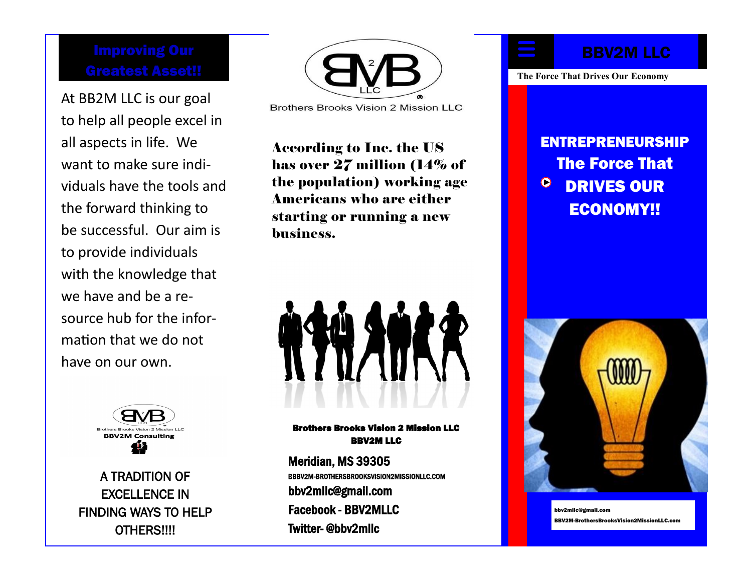## Improving Our Greatest Asset!!

At BB2M LLC is our goal to help all people excel in all aspects in life. We want to make sure individuals have the tools and the forward thinking to be successful. Our aim is to provide individuals with the knowledge that we have and be a resource hub for the information that we do not have on our own.

Brothers Brooks Vision 2 Mission LLC

**BBV2M Consulting**

A TRADITION OF EXCELLENCE IN FINDING WAYS TO HELP OTHERS!!!!

Brothers Brooks Vision 2 Mission LLC

**According to Inc. the US has over 27 million (14% of the population) working age Americans who are either starting or running a new business.**

**Brothers Brooks Vision 2 Mission LLC**
**BBV2M LLC**

**Meridian, MS 39305**

BBBV2M-BROTHERSBROOKSVISION2MISSIONLLC.COM

**bbv2mllc@gmail.com**

**Facebook - BBV2MLLC**

**Twitter- @bbv2mllc**

# BBV2M LLC

The Force That Drives Our Economy

## ENTREPRENEURSHIP The Force That DRIVES OUR ECONOMY!!

bbv2mllc@gmail.com
BBV2M-BrothersBrooksVision2MissionLLC.com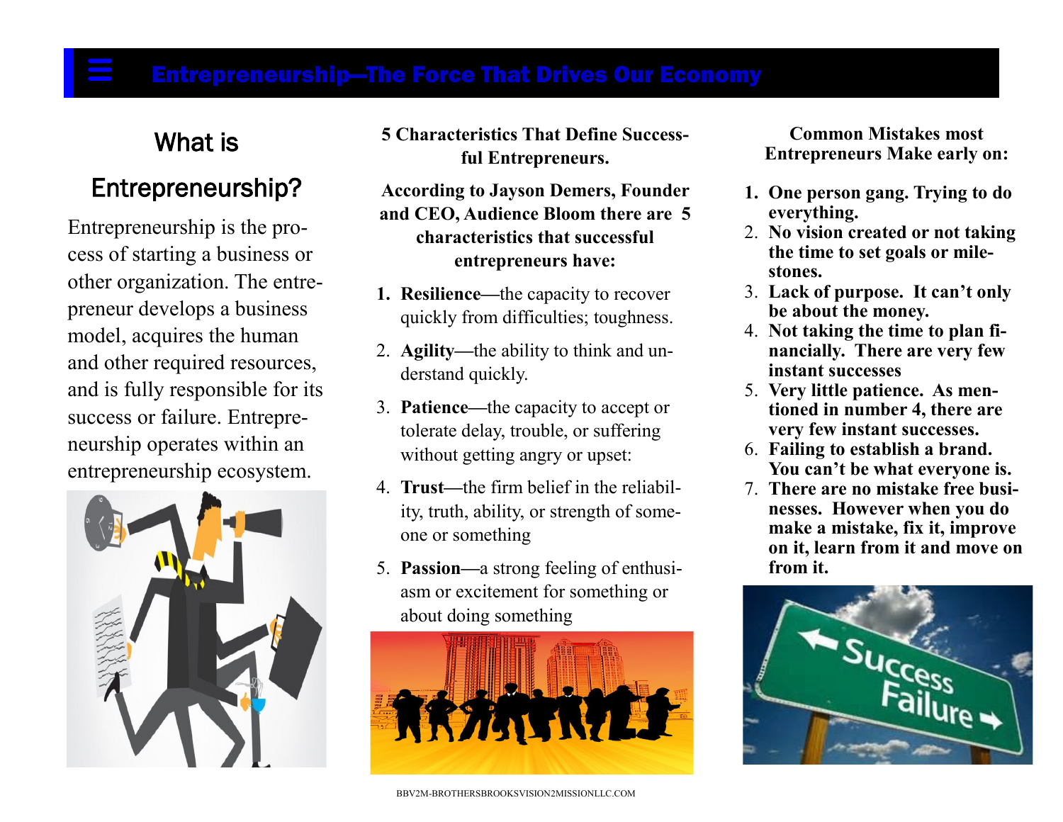# Entrepreneurship—The Force That Drives Our Economy

## What is Entrepreneurship?

Entrepreneurship is the process of starting a business or other organization. The entrepreneur develops a business model, acquires the human and other required resources, and is fully responsible for its success or failure. Entrepreneurship operates within an entrepreneurship ecosystem.

### 5 Characteristics That Define Successful Entrepreneurs.

**According to Jayson Demers, Founder and CEO, Audience Bloom there are 5 characteristics that successful entrepreneurs have:**

1. **Resilience**—the capacity to recover quickly from difficulties; toughness.
2. **Agility**—the ability to think and understand quickly.
3. **Patience**—the capacity to accept or tolerate delay, trouble, or suffering without getting angry or upset:
4. **Trust**—the firm belief in the reliability, truth, ability, or strength of someone or something
5. **Passion**—a strong feeling of enthusiasm or excitement for something or about doing something

### Common Mistakes most Entrepreneurs Make early on:

1. **One person gang. Trying to do everything.**
2. **No vision created or not taking the time to set goals or milestones.**
3. **Lack of purpose. It can't only be about the money.**
4. **Not taking the time to plan financially. There are very few instant successes**
5. **Very little patience. As mentioned in number 4, there are very few instant successes.**
6. **Failing to establish a brand. You can't be what everyone is.**
7. **There are no mistake free businesses. However when you do make a mistake, fix it, improve on it, learn from it and move on from it.**

BBV2M-BROTHERSBROOKSVISION2MISSIONLLC.COM